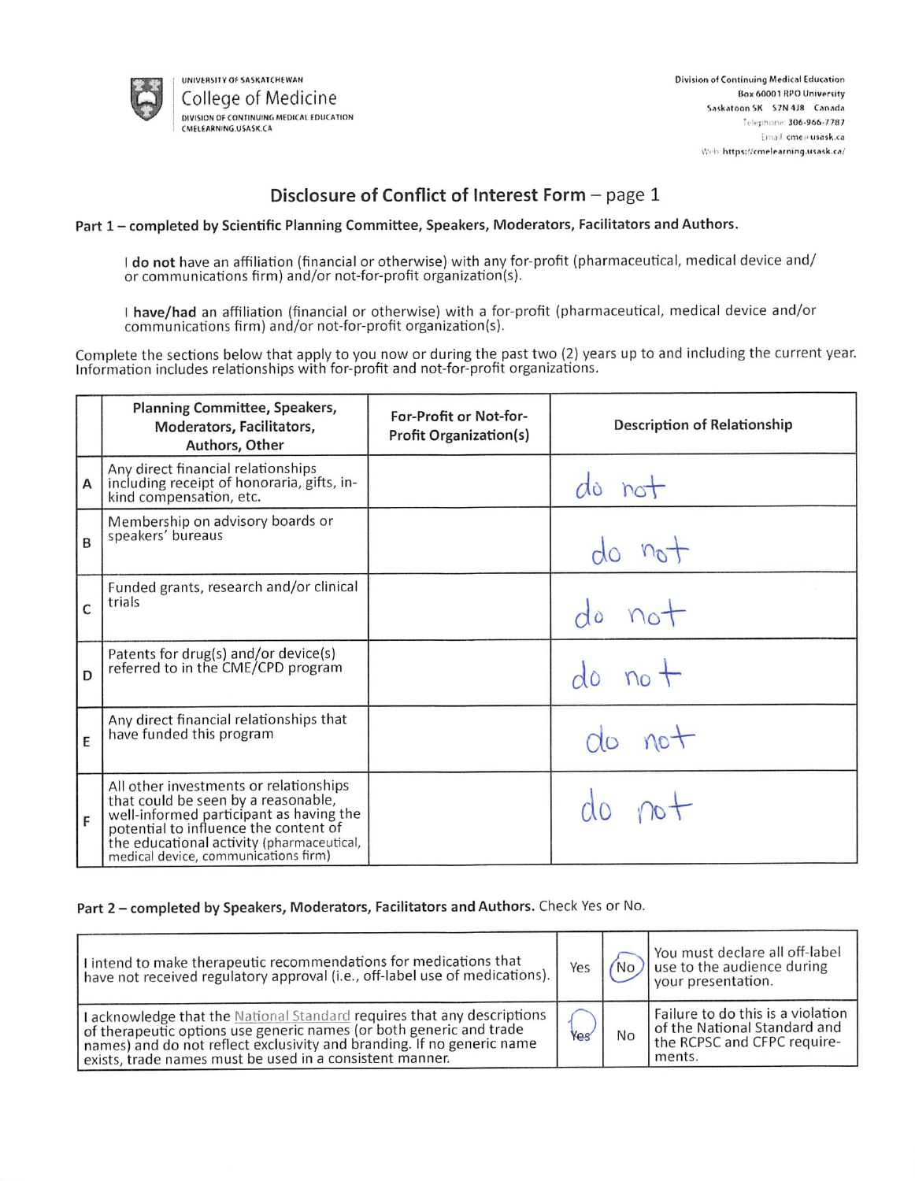UNIVERSITY OF SASKATCHEWAN
College of Medicine
DIVISION OF CONTINUING MEDICAL EDUCATION
CMELEARNING.USASK.CA

Division of Continuing Medical Education
Box 60001 RPO University
Saskatoon SK S7N 4J8 Canada
Telephone: 306-966-7787
Email: cme@usask.ca
Web: https://cmelearning.usask.ca/

## Disclosure of Conflict of Interest Form – page 1

### Part 1 – completed by Scientific Planning Committee, Speakers, Moderators, Facilitators and Authors.

I **do not** have an affiliation (financial or otherwise) with any for-profit (pharmaceutical, medical device and/ or communications firm) and/or not-for-profit organization(s).

I **have/had** an affiliation (financial or otherwise) with a for-profit (pharmaceutical, medical device and/or communications firm) and/or not-for-profit organization(s).

Complete the sections below that apply to you now or during the past two (2) years up to and including the current year. Information includes relationships with for-profit and not-for-profit organizations.

| | Planning Committee, Speakers, Moderators, Facilitators, Authors, Other | For-Profit or Not-for-Profit Organization(s) | Description of Relationship |
|---|---|---|---|
| A | Any direct financial relationships including receipt of honoraria, gifts, in-kind compensation, etc. | | do not |
| B | Membership on advisory boards or speakers' bureaus | | do not |
| C | Funded grants, research and/or clinical trials | | do not |
| D | Patents for drug(s) and/or device(s) referred to in the CME/CPD program | | do not |
| E | Any direct financial relationships that have funded this program | | do not |
| F | All other investments or relationships that could be seen by a reasonable, well-informed participant as having the potential to influence the content of the educational activity (pharmaceutical, medical device, communications firm) | | do not |

### Part 2 – completed by Speakers, Moderators, Facilitators and Authors. Check Yes or No.

| | | | |
|---|---|---|---|
| I intend to make therapeutic recommendations for medications that have not received regulatory approval (i.e., off-label use of medications). | Yes | (No) | You must declare all off-label use to the audience during your presentation. |
| I acknowledge that the National Standard requires that any descriptions of therapeutic options use generic names (or both generic and trade names) and do not reflect exclusivity and branding. If no generic name exists, trade names must be used in a consistent manner. | (Yes) | No | Failure to do this is a violation of the National Standard and the RCPSC and CFPC requirements. |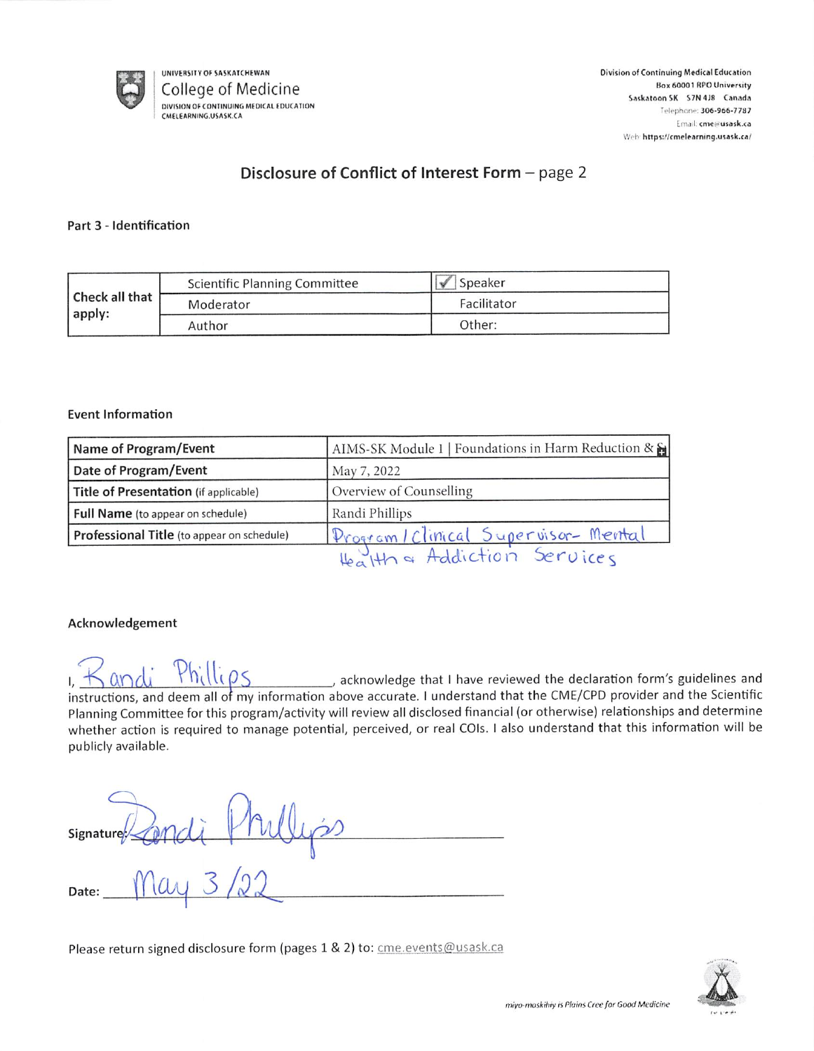UNIVERSITY OF SASKATCHEWAN
College of Medicine
DIVISION OF CONTINUING MEDICAL EDUCATION
CMELEARNING.USASK.CA

Division of Continuing Medical Education
Box 60001 RPO University
Saskatoon SK S7N 4J8 Canada
Telephone: 306-966-7787
Email: cme@usask.ca
Web: https://cmelearning.usask.ca/

## Disclosure of Conflict of Interest Form – page 2

### Part 3 - Identification

| Check all that apply: | Scientific Planning Committee | ☑ Speaker |
|---|---|---|
| | Moderator | Facilitator |
| | Author | Other: |

### Event Information

| Name of Program/Event | AIMS-SK Module 1 \| Foundations in Harm Reduction & |
|---|---|
| Date of Program/Event | May 7, 2022 |
| Title of Presentation (if applicable) | Overview of Counselling |
| Full Name (to appear on schedule) | Randi Phillips |
| Professional Title (to appear on schedule) | Program / Clinical Supervisor- Mental Health & Addiction Services |

### Acknowledgement

I, Randi Phillips, acknowledge that I have reviewed the declaration form's guidelines and instructions, and deem all of my information above accurate. I understand that the CME/CPD provider and the Scientific Planning Committee for this program/activity will review all disclosed financial (or otherwise) relationships and determine whether action is required to manage potential, perceived, or real COIs. I also understand that this information will be publicly available.

Signature: Randi Phillips

Date: May 3 /22

Please return signed disclosure form (pages 1 & 2) to: cme.events@usask.ca

*miyo-maskihry is Plains Cree for Good Medicine*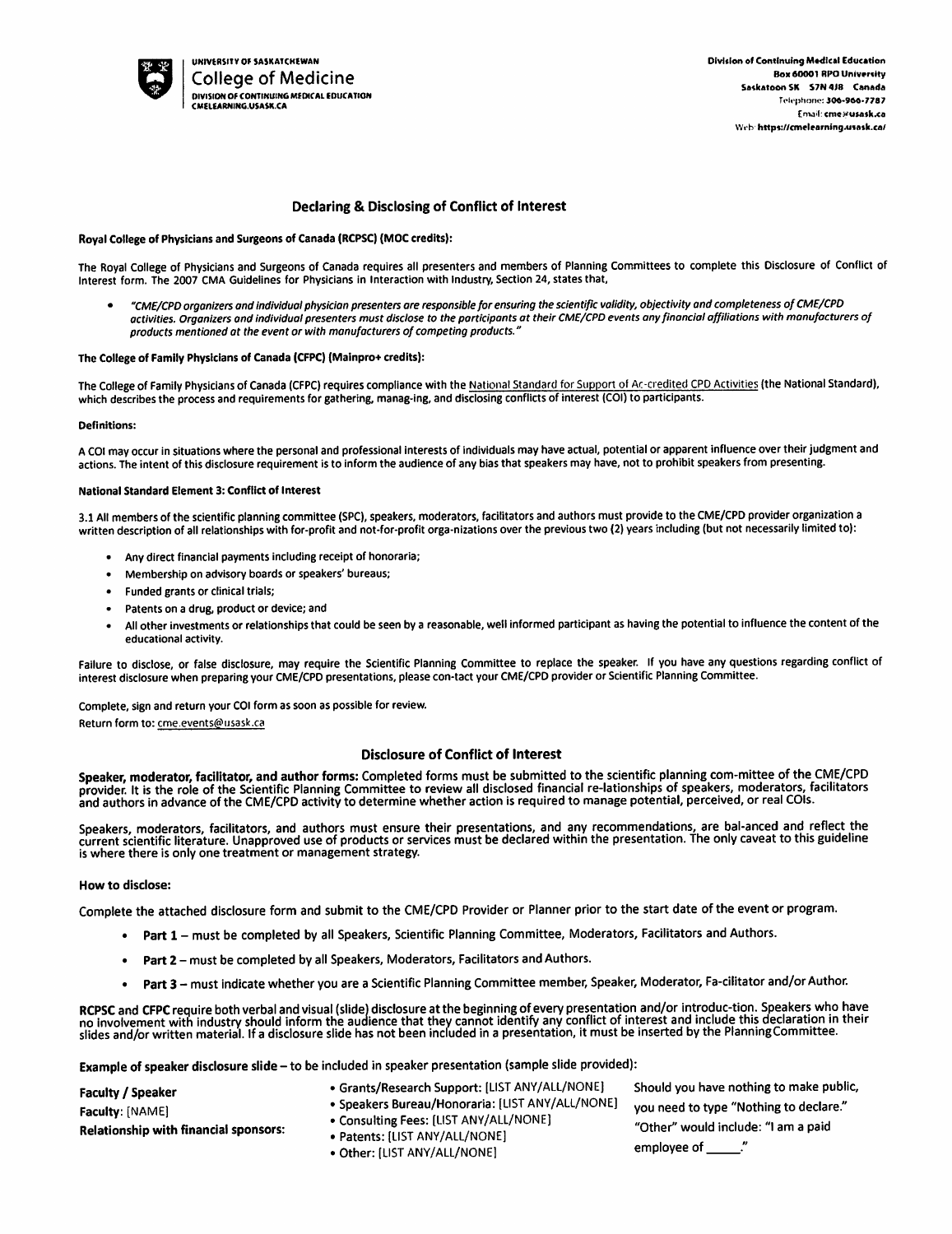UNIVERSITY OF SASKATCHEWAN
College of Medicine
DIVISION OF CONTINUING MEDICAL EDUCATION
CMELEARNING.USASK.CA

Division of Continuing Medical Education
Box 60001 RPO University
Saskatoon SK S7N 4J8 Canada
Telephone: 306-966-7787
Email: cme@usask.ca
Web: https://cmelearning.usask.ca/

## Declaring & Disclosing of Conflict of Interest

**Royal College of Physicians and Surgeons of Canada (RCPSC) (MOC credits):**

The Royal College of Physicians and Surgeons of Canada requires all presenters and members of Planning Committees to complete this Disclosure of Conflict of Interest form. The 2007 CMA Guidelines for Physicians in Interaction with Industry, Section 24, states that,

- *"CME/CPD organizers and individual physician presenters are responsible for ensuring the scientific validity, objectivity and completeness of CME/CPD activities. Organizers and individual presenters must disclose to the participants at their CME/CPD events any financial affiliations with manufacturers of products mentioned at the event or with manufacturers of competing products."*

**The College of Family Physicians of Canada (CFPC) (Mainpro+ credits):**

The College of Family Physicians of Canada (CFPC) requires compliance with the National Standard for Support of Ac-credited CPD Activities (the National Standard), which describes the process and requirements for gathering, manag-ing, and disclosing conflicts of interest (COI) to participants.

**Definitions:**

A COI may occur in situations where the personal and professional interests of individuals may have actual, potential or apparent influence over their judgment and actions. The intent of this disclosure requirement is to inform the audience of any bias that speakers may have, not to prohibit speakers from presenting.

**National Standard Element 3: Conflict of Interest**

3.1 All members of the scientific planning committee (SPC), speakers, moderators, facilitators and authors must provide to the CME/CPD provider organization a written description of all relationships with for-profit and not-for-profit orga-nizations over the previous two (2) years including (but not necessarily limited to):

- Any direct financial payments including receipt of honoraria;
- Membership on advisory boards or speakers' bureaus;
- Funded grants or clinical trials;
- Patents on a drug, product or device; and
- All other investments or relationships that could be seen by a reasonable, well informed participant as having the potential to influence the content of the educational activity.

Failure to disclose, or false disclosure, may require the Scientific Planning Committee to replace the speaker. If you have any questions regarding conflict of interest disclosure when preparing your CME/CPD presentations, please con-tact your CME/CPD provider or Scientific Planning Committee.

Complete, sign and return your COI form as soon as possible for review.
Return form to: cme.events@usask.ca

## Disclosure of Conflict of Interest

**Speaker, moderator, facilitator, and author forms:** Completed forms must be submitted to the scientific planning com-mittee of the CME/CPD provider. It is the role of the Scientific Planning Committee to review all disclosed financial re-lationships of speakers, moderators, facilitators and authors in advance of the CME/CPD activity to determine whether action is required to manage potential, perceived, or real COIs.

Speakers, moderators, facilitators, and authors must ensure their presentations, and any recommendations, are bal-anced and reflect the current scientific literature. Unapproved use of products or services must be declared within the presentation. The only caveat to this guideline is where there is only one treatment or management strategy.

**How to disclose:**

Complete the attached disclosure form and submit to the CME/CPD Provider or Planner prior to the start date of the event or program.

- **Part 1** – must be completed by all Speakers, Scientific Planning Committee, Moderators, Facilitators and Authors.
- **Part 2** – must be completed by all Speakers, Moderators, Facilitators and Authors.
- **Part 3** – must indicate whether you are a Scientific Planning Committee member, Speaker, Moderator, Fa-cilitator and/or Author.

**RCPSC** and **CFPC** require both verbal and visual (slide) disclosure at the beginning of every presentation and/or introduc-tion. Speakers who have no involvement with industry should inform the audience that they cannot identify any conflict of interest and include this declaration in their slides and/or written material. If a disclosure slide has not been included in a presentation, it must be inserted by the Planning Committee.

**Example of speaker disclosure slide** – to be included in speaker presentation (sample slide provided):

**Faculty / Speaker**
**Faculty**: [NAME]
**Relationship with financial sponsors:**

- Grants/Research Support: [LIST ANY/ALL/NONE]
- Speakers Bureau/Honoraria: [LIST ANY/ALL/NONE]
- Consulting Fees: [LIST ANY/ALL/NONE]
- Patents: [LIST ANY/ALL/NONE]
- Other: [LIST ANY/ALL/NONE]

Should you have nothing to make public, you need to type "Nothing to declare." "Other" would include: "I am a paid employee of _____."